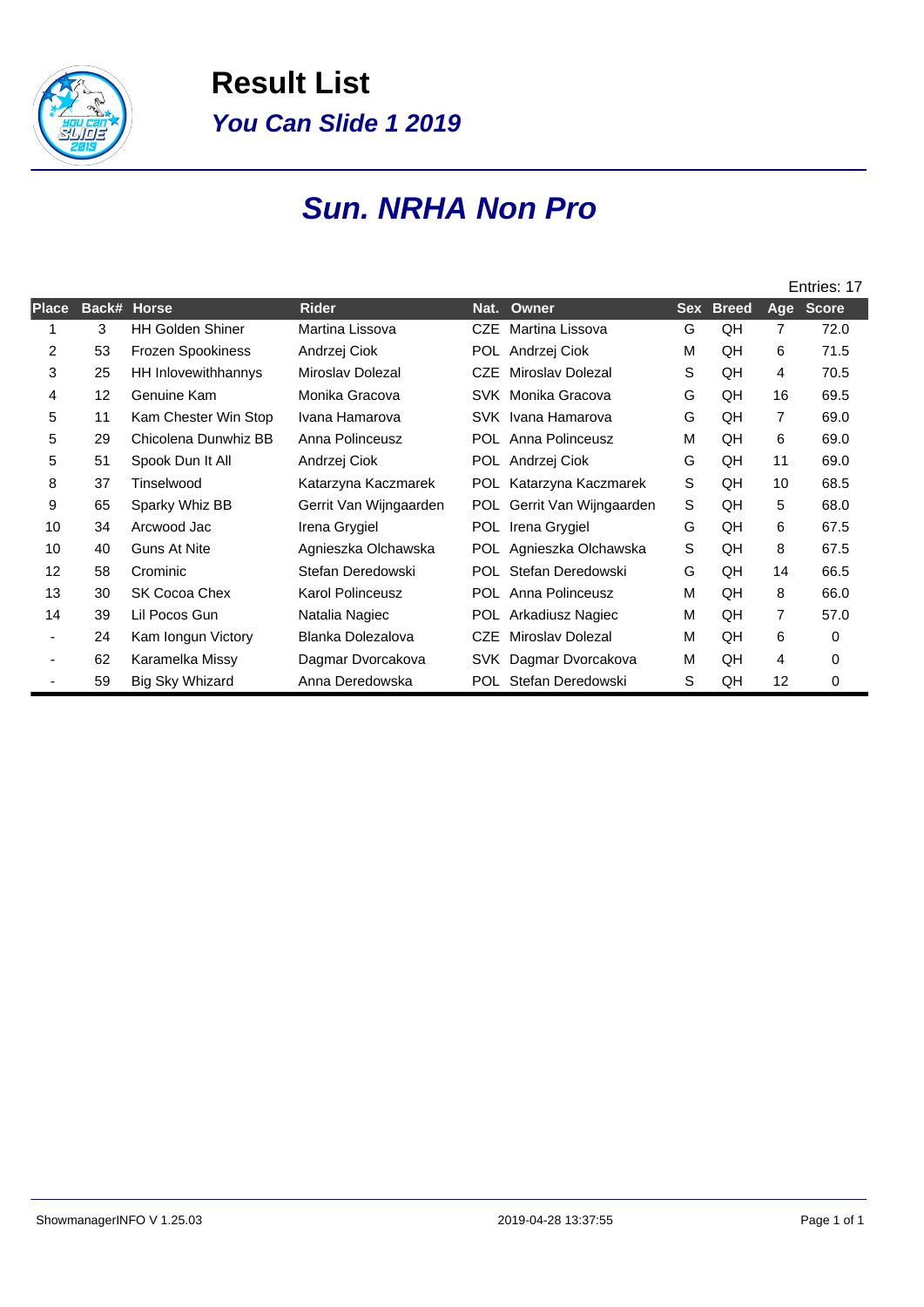# Result List

## *You Can Slide 1 2019*

## *Sun. NRHA Non Pro*

Entries: 17

| Place | Back# | Horse | Rider | Nat. | Owner | Sex | Breed | Age | Score |
|---|---|---|---|---|---|---|---|---|---|
| 1 | 3 | HH Golden Shiner | Martina Lissova | CZE | Martina Lissova | G | QH | 7 | 72.0 |
| 2 | 53 | Frozen Spookiness | Andrzej Ciok | POL | Andrzej Ciok | M | QH | 6 | 71.5 |
| 3 | 25 | HH Inlovewithhannys | Miroslav Dolezal | CZE | Miroslav Dolezal | S | QH | 4 | 70.5 |
| 4 | 12 | Genuine Kam | Monika Gracova | SVK | Monika Gracova | G | QH | 16 | 69.5 |
| 5 | 11 | Kam Chester Win Stop | Ivana Hamarova | SVK | Ivana Hamarova | G | QH | 7 | 69.0 |
| 5 | 29 | Chicolena Dunwhiz BB | Anna Polinceusz | POL | Anna Polinceusz | M | QH | 6 | 69.0 |
| 5 | 51 | Spook Dun It All | Andrzej Ciok | POL | Andrzej Ciok | G | QH | 11 | 69.0 |
| 8 | 37 | Tinselwood | Katarzyna Kaczmarek | POL | Katarzyna Kaczmarek | S | QH | 10 | 68.5 |
| 9 | 65 | Sparky Whiz BB | Gerrit Van Wijngaarden | POL | Gerrit Van Wijngaarden | S | QH | 5 | 68.0 |
| 10 | 34 | Arcwood Jac | Irena Grygiel | POL | Irena Grygiel | G | QH | 6 | 67.5 |
| 10 | 40 | Guns At Nite | Agnieszka Olchawska | POL | Agnieszka Olchawska | S | QH | 8 | 67.5 |
| 12 | 58 | Crominic | Stefan Deredowski | POL | Stefan Deredowski | G | QH | 14 | 66.5 |
| 13 | 30 | SK Cocoa Chex | Karol Polinceusz | POL | Anna Polinceusz | M | QH | 8 | 66.0 |
| 14 | 39 | Lil Pocos Gun | Natalia Nagiec | POL | Arkadiusz Nagiec | M | QH | 7 | 57.0 |
| - | 24 | Kam Iongun Victory | Blanka Dolezalova | CZE | Miroslav Dolezal | M | QH | 6 | 0 |
| - | 62 | Karamelka Missy | Dagmar Dvorcakova | SVK | Dagmar Dvorcakova | M | QH | 4 | 0 |
| - | 59 | Big Sky Whizard | Anna Deredowska | POL | Stefan Deredowski | S | QH | 12 | 0 |

ShowmanagerINFO V 1.25.03 2019-04-28 13:37:55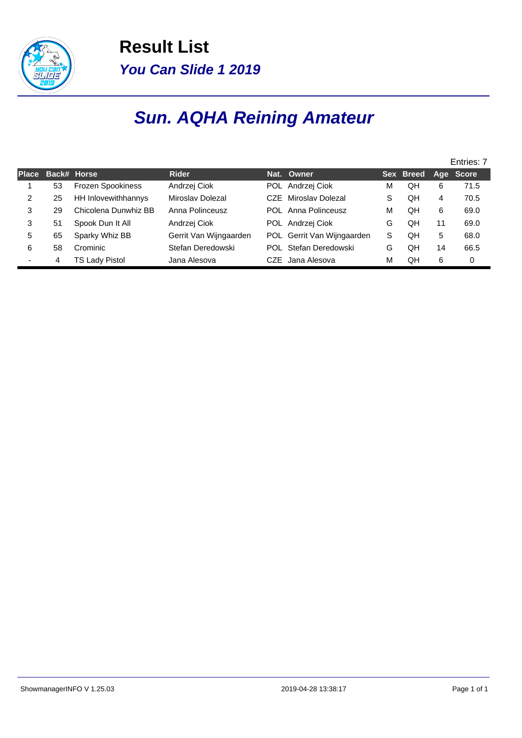# Result List

## *You Can Slide 1 2019*

# *Sun. AQHA Reining Amateur*

Entries: 7

| Place | Back# | Horse | Rider | Nat. | Owner | Sex | Breed | Age | Score |
|---|---|---|---|---|---|---|---|---|---|
| 1 | 53 | Frozen Spookiness | Andrzej Ciok | POL | Andrzej Ciok | M | QH | 6 | 71.5 |
| 2 | 25 | HH Inlovewithhannys | Miroslav Dolezal | CZE | Miroslav Dolezal | S | QH | 4 | 70.5 |
| 3 | 29 | Chicolena Dunwhiz BB | Anna Polinceusz | POL | Anna Polinceusz | M | QH | 6 | 69.0 |
| 3 | 51 | Spook Dun It All | Andrzej Ciok | POL | Andrzej Ciok | G | QH | 11 | 69.0 |
| 5 | 65 | Sparky Whiz BB | Gerrit Van Wijngaarden | POL | Gerrit Van Wijngaarden | S | QH | 5 | 68.0 |
| 6 | 58 | Crominic | Stefan Deredowski | POL | Stefan Deredowski | G | QH | 14 | 66.5 |
| - | 4 | TS Lady Pistol | Jana Alesova | CZE | Jana Alesova | M | QH | 6 | 0 |

ShowmanagerINFO V 1.25.03 2019-04-28 13:38:17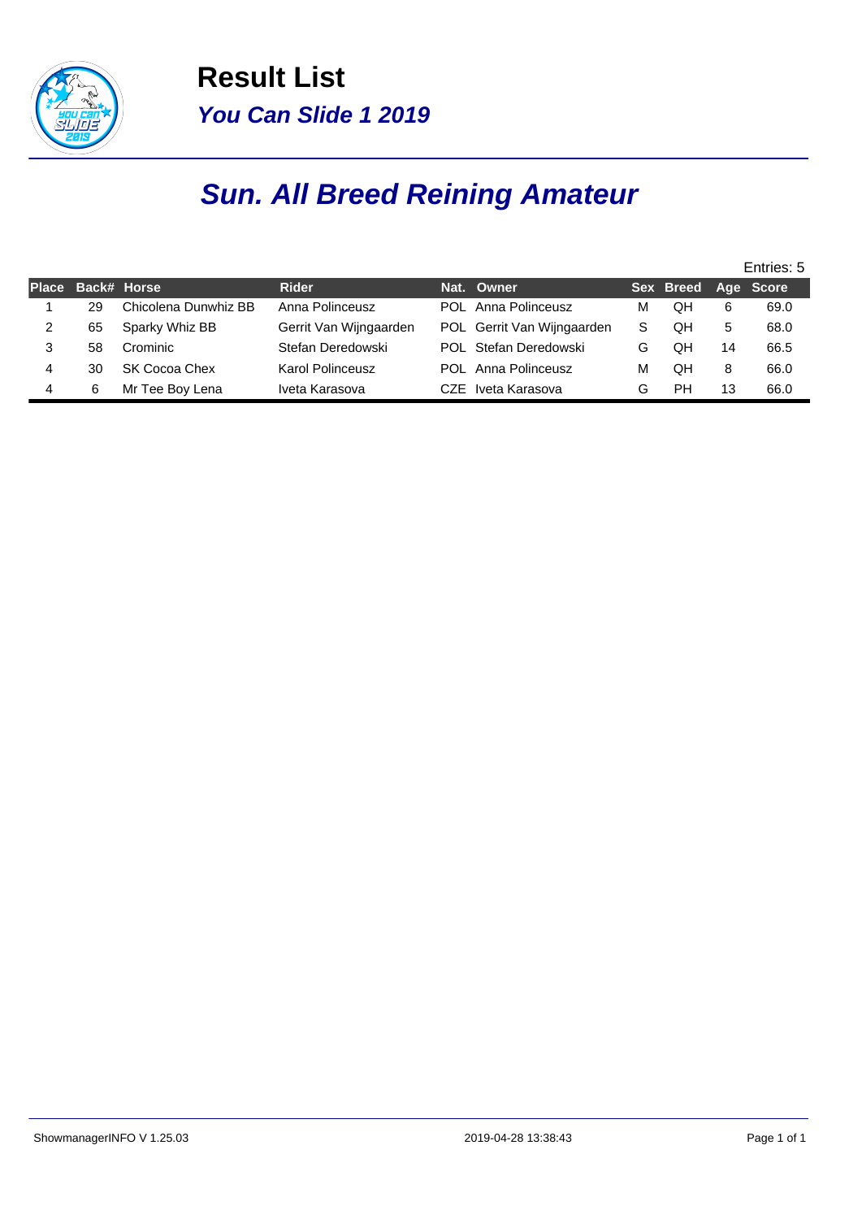# Result List

## *You Can Slide 1 2019*

# *Sun. All Breed Reining Amateur*

Entries: 5

| Place | Back# | Horse | Rider | Nat. | Owner | Sex | Breed | Age | Score |
|---|---|---|---|---|---|---|---|---|---|
| 1 | 29 | Chicolena Dunwhiz BB | Anna Polinceusz | POL | Anna Polinceusz | M | QH | 6 | 69.0 |
| 2 | 65 | Sparky Whiz BB | Gerrit Van Wijngaarden | POL | Gerrit Van Wijngaarden | S | QH | 5 | 68.0 |
| 3 | 58 | Crominic | Stefan Deredowski | POL | Stefan Deredowski | G | QH | 14 | 66.5 |
| 4 | 30 | SK Cocoa Chex | Karol Polinceusz | POL | Anna Polinceusz | M | QH | 8 | 66.0 |
| 4 | 6 | Mr Tee Boy Lena | Iveta Karasova | CZE | Iveta Karasova | G | PH | 13 | 66.0 |

ShowmanagerINFO V 1.25.03 2019-04-28 13:38:43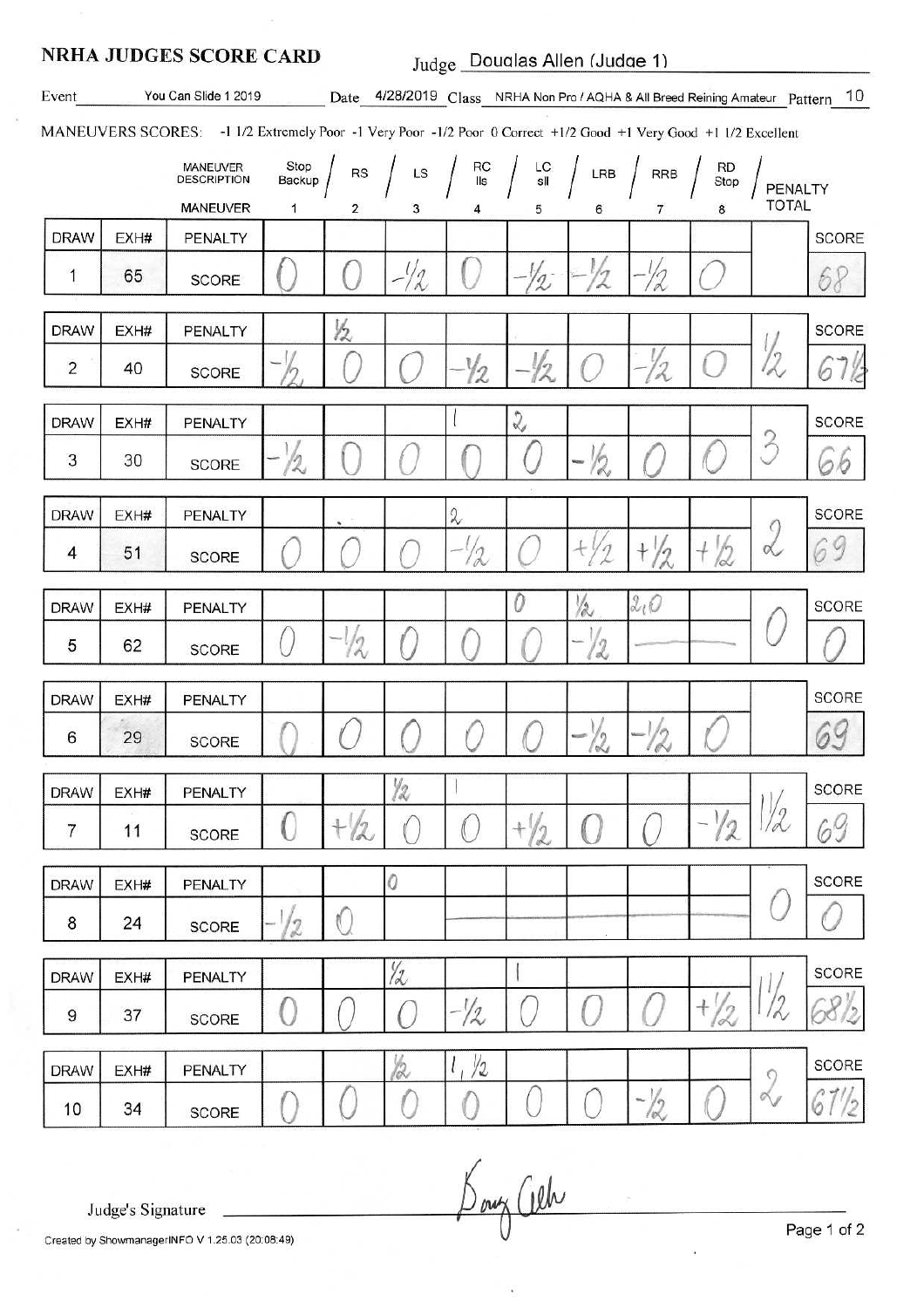# NRHA JUDGES SCORE CARD

Judge: Douglas Allen (Judge 1)

Event: You Can Slide 1 2019 | Date: 4/28/2019 | Class: NRHA Non Pro / AQHA & All Breed Reining Amateur | Pattern: 10

MANEUVERS SCORES: -1 1/2 Extremely Poor -1 Very Poor -1/2 Poor 0 Correct +1/2 Good +1 Very Good +1 1/2 Excellent

| DRAW | EXH# | MANEUVER DESCRIPTION / MANEUVER | Stop Backup 1 | RS 2 | LS 3 | RC lls 4 | LC sll 5 | LRB 6 | RRB 7 | RD Stop 8 | PENALTY TOTAL | SCORE |
|---|---|---|---|---|---|---|---|---|---|---|---|---|
| 1 | 65 | PENALTY | | | | | | | | | | |
| | | SCORE | 0 | 0 | -1/2 | 0 | -1/2 | -1/2 | -1/2 | 0 | | 68 |
| 2 | 40 | PENALTY | | 1/2 | | | | | | | 1/2 | |
| | | SCORE | -1/2 | 0 | 0 | -1/2 | -1/2 | 0 | -1/2 | 0 | | 67 1/2 |
| 3 | 30 | PENALTY | | | | 1 | 2 | | | | 3 | |
| | | SCORE | -1/2 | 0 | 0 | 0 | 0 | -1/2 | 0 | 0 | | 66 |
| 4 | 51 | PENALTY | | | | 2 | | | | | 2 | |
| | | SCORE | 0 | 0 | 0 | -1/2 | 0 | +1/2 | +1/2 | +1/2 | | 69 |
| 5 | 62 | PENALTY | | | | | 0 | 1/2 | 2, 0 | | 0 | |
| | | SCORE | 0 | -1/2 | 0 | 0 | 0 | -1/2 | — | — | | 0 |
| 6 | 29 | PENALTY | | | | | | | | | | |
| | | SCORE | 0 | 0 | 0 | 0 | 0 | -1/2 | -1/2 | 0 | | 69 |
| 7 | 11 | PENALTY | | | 1/2 | 1 | | | | | 1 1/2 | |
| | | SCORE | 0 | +1/2 | 0 | 0 | +1/2 | 0 | 0 | -1/2 | | 69 |
| 8 | 24 | PENALTY | | | 0 | | | | | | 0 | |
| | | SCORE | -1/2 | 0 | — | — | — | — | — | — | | 0 |
| 9 | 37 | PENALTY | | | 1/2 | | 1 | | | | 1 1/2 | |
| | | SCORE | 0 | 0 | 0 | -1/2 | 0 | 0 | 0 | +1/2 | | 68 1/2 |
| 10 | 34 | PENALTY | | | 1/2 | 1, 1/2 | | | | | 2 | |
| | | SCORE | 0 | 0 | 0 | 0 | 0 | 0 | -1/2 | 0 | | 67 1/2 |

Judge's Signature: Doug Allen

Created by ShowmanagerINFO V 1.25.03 (20:08:49)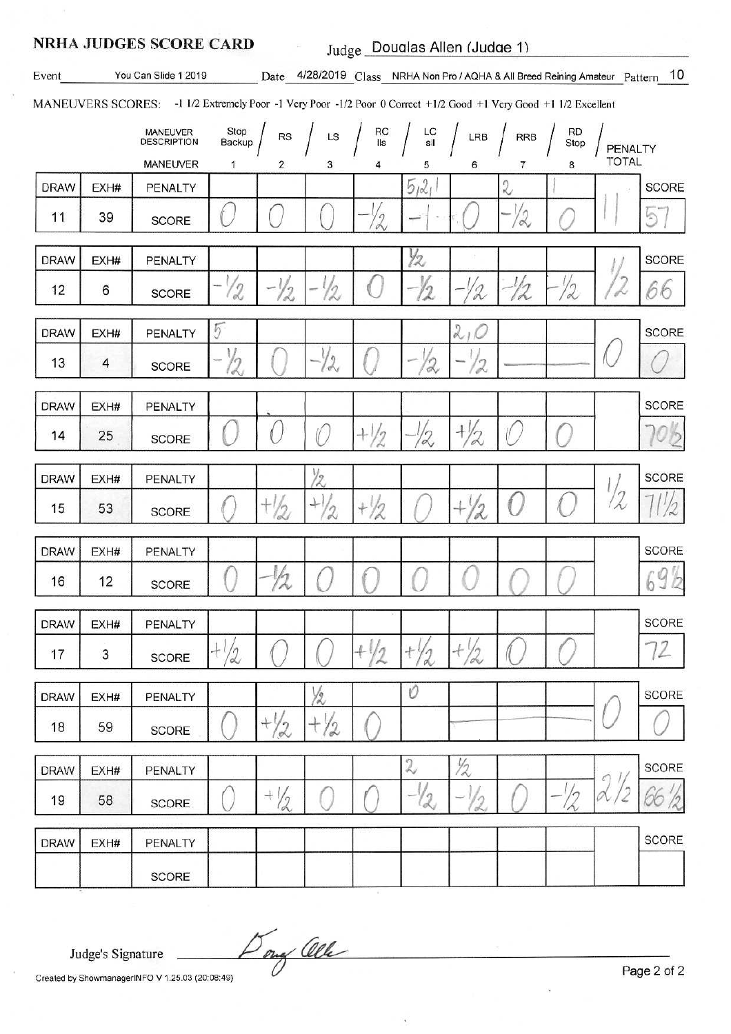# NRHA JUDGES SCORE CARD

Judge Douglas Allen (Judge 1)

Event You Can Slide 1 2019 Date 4/28/2019 Class NRHA Non Pro / AQHA & All Breed Reining Amateur Pattern 10

MANEUVERS SCORES: -1 1/2 Extremely Poor -1 Very Poor -1/2 Poor 0 Correct +1/2 Good +1 Very Good +1 1/2 Excellent

| | | MANEUVER DESCRIPTION | Stop Backup | RS | LS | RC lls | LC sll | LRB | RRB | RD Stop | PENALTY TOTAL | |
|---|---|---|---|---|---|---|---|---|---|---|---|---|
| | | MANEUVER | 1 | 2 | 3 | 4 | 5 | 6 | 7 | 8 | | |
| DRAW | EXH# | PENALTY | | | | | 5,2,1 | | 2 | 1 | | SCORE |
| 11 | 39 | SCORE | 0 | 0 | 0 | -1/2 | -1 | 0 | -1/2 | 0 | 11 | 57 |
| DRAW | EXH# | PENALTY | | | | | 1/2 | | | | | SCORE |
| 12 | 6 | SCORE | -1/2 | -1/2 | -1/2 | 0 | -1/2 | -1/2 | -1/2 | -1/2 | 1/2 | 66 |
| DRAW | EXH# | PENALTY | 5 | | | | | 2,0 | | | | SCORE |
| 13 | 4 | SCORE | -1/2 | 0 | -1/2 | 0 | -1/2 | -1/2 | — | — | 0 | 0 |
| DRAW | EXH# | PENALTY | | | | | | | | | | SCORE |
| 14 | 25 | SCORE | 0 | 0 | 0 | +1/2 | -1/2 | +1/2 | 0 | 0 | | 70 1/2 |
| DRAW | EXH# | PENALTY | | | 1/2 | | | | | | | SCORE |
| 15 | 53 | SCORE | 0 | +1/2 | +1/2 | +1/2 | 0 | +1/2 | 0 | 0 | 1/2 | 71 1/2 |
| DRAW | EXH# | PENALTY | | | | | | | | | | SCORE |
| 16 | 12 | SCORE | 0 | -1/2 | 0 | 0 | 0 | 0 | 0 | 0 | | 69 1/2 |
| DRAW | EXH# | PENALTY | | | | | | | | | | SCORE |
| 17 | 3 | SCORE | +1/2 | 0 | 0 | +1/2 | +1/2 | +1/2 | 0 | 0 | | 72 |
| DRAW | EXH# | PENALTY | | | 1/2 | | 0 | | | | | SCORE |
| 18 | 59 | SCORE | 0 | +1/2 | +1/2 | 0 | | — | — | — | 0 | 0 |
| DRAW | EXH# | PENALTY | | | | | 2 | 1/2 | | | | SCORE |
| 19 | 58 | SCORE | 0 | +1/2 | 0 | 0 | -1/2 | -1/2 | 0 | -1/2 | 2 1/2 | 66 1/2 |
| DRAW | EXH# | PENALTY | | | | | | | | | | SCORE |
| | | SCORE | | | | | | | | | | |

Judge's Signature Doug Allen

Created by ShowmanagerINFO V 1.25.03 (20:08:49)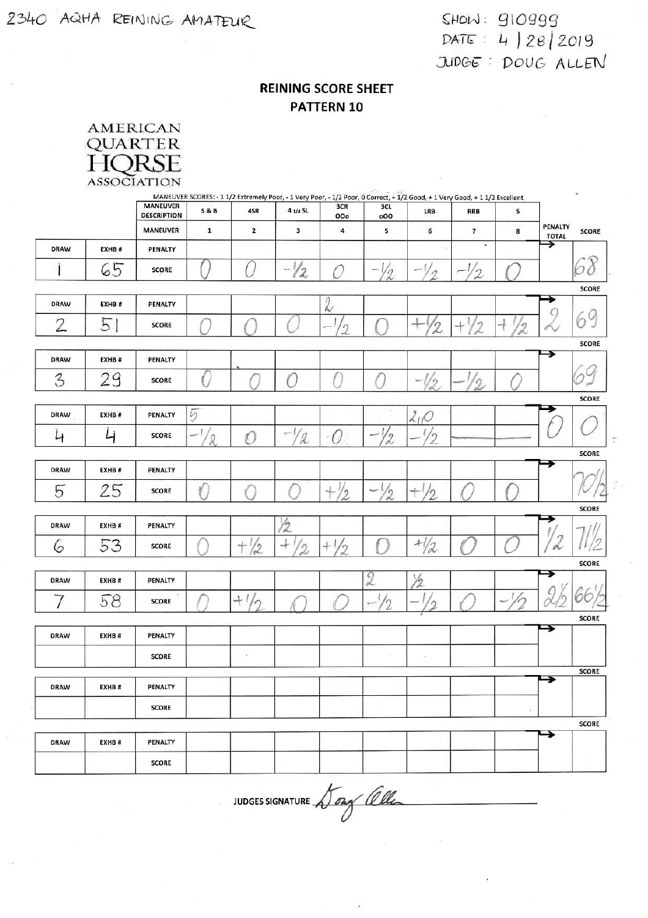2340 AQHA REINING AMATEUR

SHOW: 910999
DATE: 4/28/2019
JUDGE: DOUG ALLEN

# REINING SCORE SHEET
## PATTERN 10

AMERICAN QUARTER HORSE ASSOCIATION

MANEUVER SCORES: - 1 1/2 Extremely Poor, - 1 Very Poor, - 1/2 Poor, 0 Correct, + 1/2 Good, + 1 Very Good, + 1 1/2 Excellent

| DRAW | EXHB # | MANEUVER DESCRIPTION | S & B | 4SR | 4 1/4 SL | 3CR OOo | 3CL oOO | LRB | RRB | S | PENALTY TOTAL | SCORE |
|---|---|---|---|---|---|---|---|---|---|---|---|---|
| | | MANEUVER | 1 | 2 | 3 | 4 | 5 | 6 | 7 | 8 | | |
| | | PENALTY | | | | | | | | | | |
| 1 | 65 | SCORE | 0 | 0 | -1/2 | 0 | -1/2 | -1/2 | -1/2 | 0 | | 68 |
| | | PENALTY | | | | 2 | | | | | | |
| 2 | 51 | SCORE | 0 | 0 | 0 | -1/2 | 0 | +1/2 | +1/2 | +1/2 | 2 | 69 |
| | | PENALTY | | | | | | | | | | |
| 3 | 29 | SCORE | 0 | 0 | 0 | 0 | 0 | -1/2 | -1/2 | 0 | | 69 |
| | | PENALTY | 5 | | | | | 2, 0 | | | | |
| 4 | 4 | SCORE | -1/2 | 0 | -1/2 | 0 | -1/2 | -1/2 | | | 0 | 0 |
| | | PENALTY | | | | | | | | | | |
| 5 | 25 | SCORE | 0 | 0 | 0 | +1/2 | -1/2 | +1/2 | 0 | 0 | | 70 1/2 |
| | | PENALTY | | | 1/2 | | | | | | | |
| 6 | 53 | SCORE | 0 | +1/2 | +1/2 | +1/2 | 0 | +1/2 | 0 | 0 | 1/2 | 71 1/2 |
| | | PENALTY | | | | | 2 | 1/2 | | | | |
| 7 | 58 | SCORE | 0 | +1/2 | 0 | 0 | -1/2 | -1/2 | 0 | -1/2 | 2 1/2 | 66 1/2 |
| | | PENALTY | | | | | | | | | | |
| | | SCORE | | | | | | | | | | |
| | | PENALTY | | | | | | | | | | |
| | | SCORE | | | | | | | | | | |
| | | PENALTY | | | | | | | | | | |
| | | SCORE | | | | | | | | | | |

JUDGES SIGNATURE Doug Allen